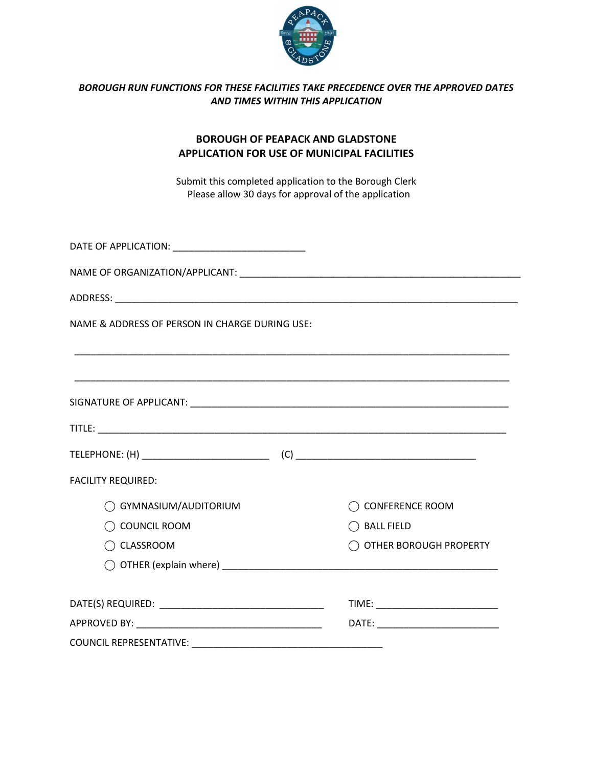***BOROUGH RUN FUNCTIONS FOR THESE FACILITIES TAKE PRECEDENCE OVER THE APPROVED DATES AND TIMES WITHIN THIS APPLICATION***

## BOROUGH OF PEAPACK AND GLADSTONE
## APPLICATION FOR USE OF MUNICIPAL FACILITIES

Submit this completed application to the Borough Clerk
Please allow 30 days for approval of the application

DATE OF APPLICATION: _________________________

NAME OF ORGANIZATION/APPLICANT: _____________________________________________________

ADDRESS: ____________________________________________________________________________

NAME & ADDRESS OF PERSON IN CHARGE DURING USE:

_________________________________________________________________________________

_________________________________________________________________________________

SIGNATURE OF APPLICANT: ____________________________________________________________

TITLE: ______________________________________________________________________________

TELEPHONE: (H) ________________________ (C) __________________________________

FACILITY REQUIRED:

- ◯ GYMNASIUM/AUDITORIUM
- ◯ COUNCIL ROOM
- ◯ CLASSROOM
- ◯ CONFERENCE ROOM
- ◯ BALL FIELD
- ◯ OTHER BOROUGH PROPERTY
- ◯ OTHER (explain where) ____________________________________________________

DATE(S) REQUIRED: _______________________________ TIME: _______________________

APPROVED BY: ___________________________________ DATE: _______________________

COUNCIL REPRESENTATIVE: ___________________________________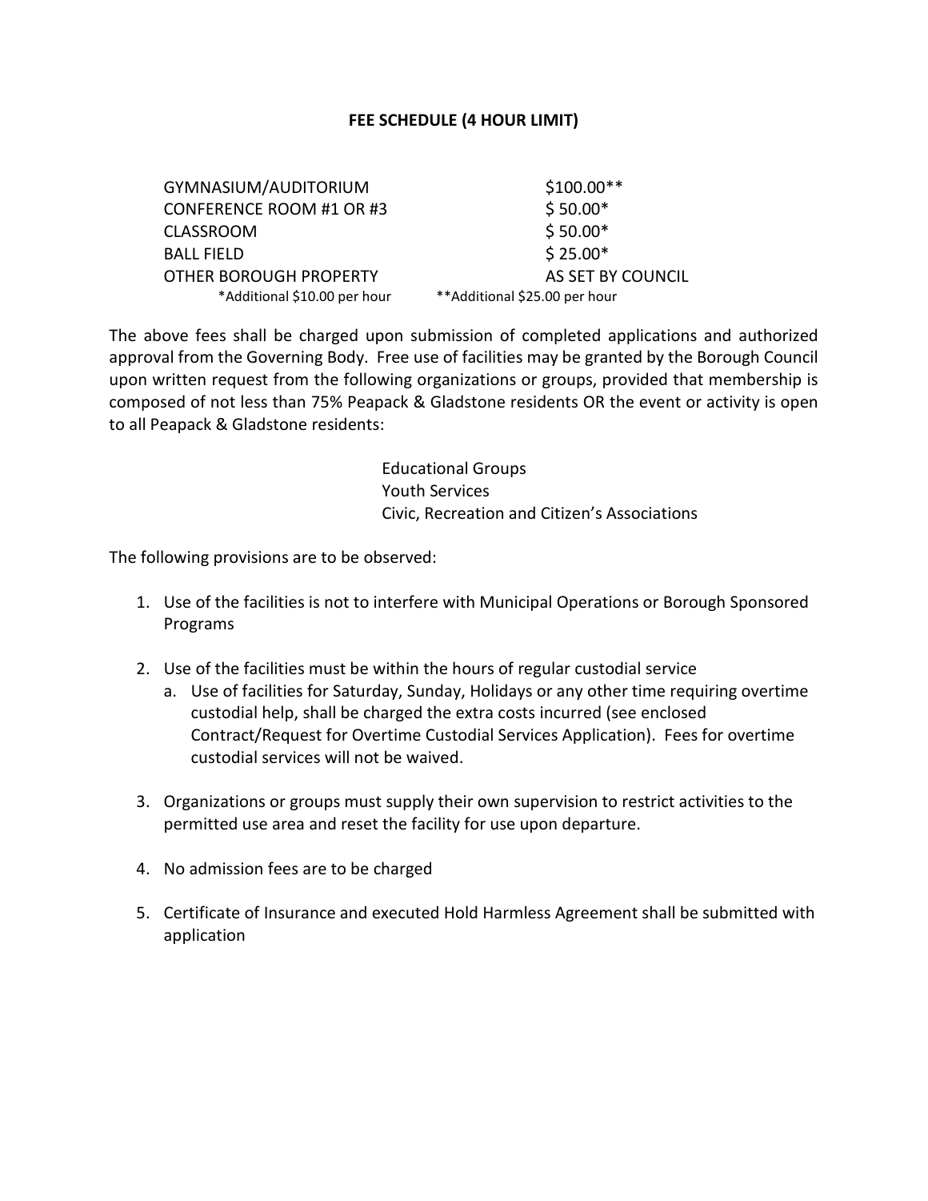**FEE SCHEDULE (4 HOUR LIMIT)**

| | |
|---|---|
| GYMNASIUM/AUDITORIUM | $100.00** |
| CONFERENCE ROOM #1 OR #3 | $ 50.00* |
| CLASSROOM | $ 50.00* |
| BALL FIELD | $ 25.00* |
| OTHER BOROUGH PROPERTY | AS SET BY COUNCIL |
| *Additional $10.00 per hour | **Additional $25.00 per hour |

The above fees shall be charged upon submission of completed applications and authorized approval from the Governing Body. Free use of facilities may be granted by the Borough Council upon written request from the following organizations or groups, provided that membership is composed of not less than 75% Peapack & Gladstone residents OR the event or activity is open to all Peapack & Gladstone residents:

Educational Groups
Youth Services
Civic, Recreation and Citizen's Associations

The following provisions are to be observed:

1. Use of the facilities is not to interfere with Municipal Operations or Borough Sponsored Programs

2. Use of the facilities must be within the hours of regular custodial service
   a. Use of facilities for Saturday, Sunday, Holidays or any other time requiring overtime custodial help, shall be charged the extra costs incurred (see enclosed Contract/Request for Overtime Custodial Services Application). Fees for overtime custodial services will not be waived.

3. Organizations or groups must supply their own supervision to restrict activities to the permitted use area and reset the facility for use upon departure.

4. No admission fees are to be charged

5. Certificate of Insurance and executed Hold Harmless Agreement shall be submitted with application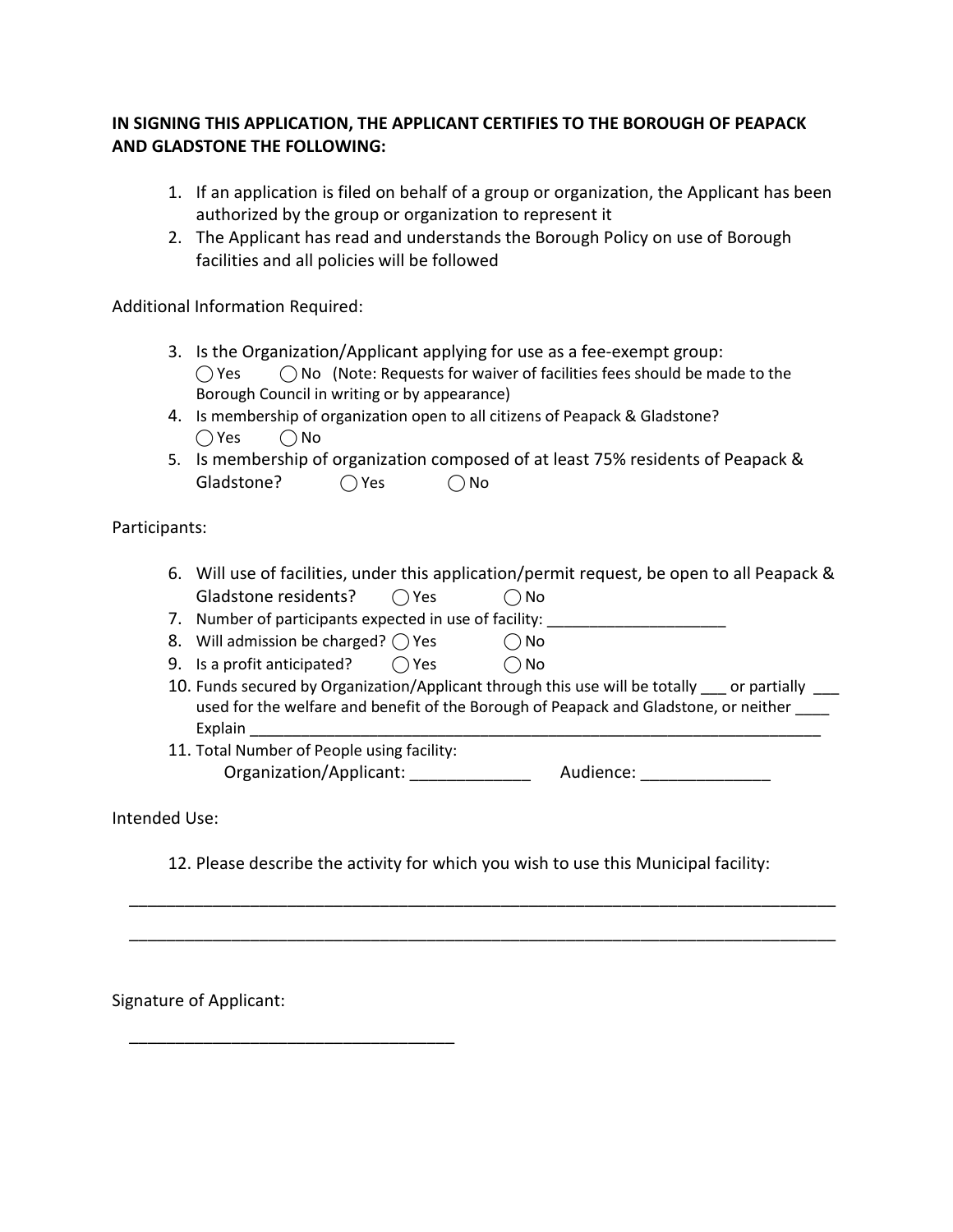**IN SIGNING THIS APPLICATION, THE APPLICANT CERTIFIES TO THE BOROUGH OF PEAPACK AND GLADSTONE THE FOLLOWING:**

1. If an application is filed on behalf of a group or organization, the Applicant has been authorized by the group or organization to represent it
2. The Applicant has read and understands the Borough Policy on use of Borough facilities and all policies will be followed

Additional Information Required:

3. Is the Organization/Applicant applying for use as a fee-exempt group:
   ◯ Yes ◯ No (Note: Requests for waiver of facilities fees should be made to the Borough Council in writing or by appearance)
4. Is membership of organization open to all citizens of Peapack & Gladstone?
   ◯ Yes ◯ No
5. Is membership of organization composed of at least 75% residents of Peapack & Gladstone? ◯ Yes ◯ No

Participants:

6. Will use of facilities, under this application/permit request, be open to all Peapack & Gladstone residents? ◯ Yes ◯ No
7. Number of participants expected in use of facility: ____________________
8. Will admission be charged? ◯ Yes ◯ No
9. Is a profit anticipated? ◯ Yes ◯ No
10. Funds secured by Organization/Applicant through this use will be totally ___ or partially ___ used for the welfare and benefit of the Borough of Peapack and Gladstone, or neither ____
    Explain ____________________________________________________________________
11. Total Number of People using facility:
    Organization/Applicant: _____________ Audience: ______________

Intended Use:

12. Please describe the activity for which you wish to use this Municipal facility:

_____________________________________________________________________________

_____________________________________________________________________________

Signature of Applicant:

___________________________________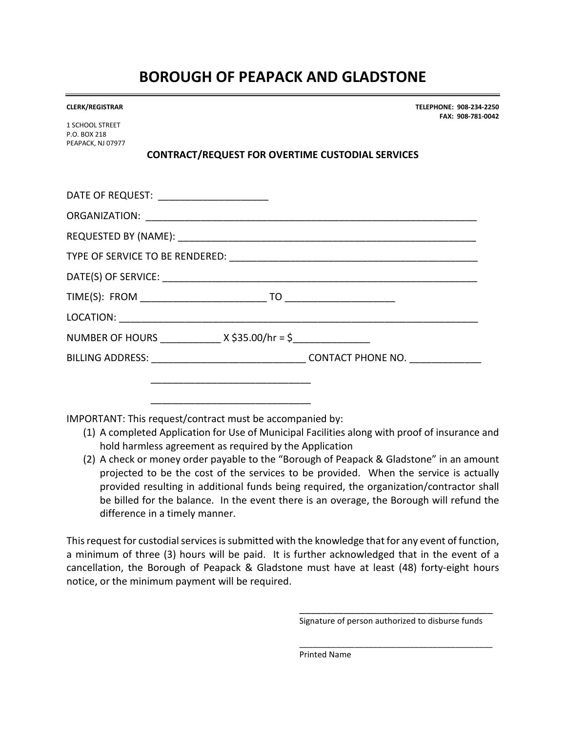# BOROUGH OF PEAPACK AND GLADSTONE

**CLERK/REGISTRAR**

1 SCHOOL STREET
P.O. BOX 218
PEAPACK, NJ 07977

**TELEPHONE: 908-234-2250**
**FAX: 908-781-0042**

## CONTRACT/REQUEST FOR OVERTIME CUSTODIAL SERVICES

DATE OF REQUEST: ___________________

ORGANIZATION: ___________________________________________________________

REQUESTED BY (NAME): _____________________________________________________

TYPE OF SERVICE TO BE RENDERED: ____________________________________________

DATE(S) OF SERVICE: _______________________________________________________

TIME(S): FROM ______________________ TO ___________________

LOCATION: _______________________________________________________________

NUMBER OF HOURS __________ X $35.00/hr = $_____________

BILLING ADDRESS: ___________________________ CONTACT PHONE NO. ____________

___________________________

___________________________

IMPORTANT: This request/contract must be accompanied by:

1. A completed Application for Use of Municipal Facilities along with proof of insurance and hold harmless agreement as required by the Application
2. A check or money order payable to the "Borough of Peapack & Gladstone" in an amount projected to be the cost of the services to be provided. When the service is actually provided resulting in additional funds being required, the organization/contractor shall be billed for the balance. In the event there is an overage, the Borough will refund the difference in a timely manner.

This request for custodial services is submitted with the knowledge that for any event of function, a minimum of three (3) hours will be paid. It is further acknowledged that in the event of a cancellation, the Borough of Peapack & Gladstone must have at least (48) forty-eight hours notice, or the minimum payment will be required.

_____________________________________
Signature of person authorized to disburse funds

_____________________________________
Printed Name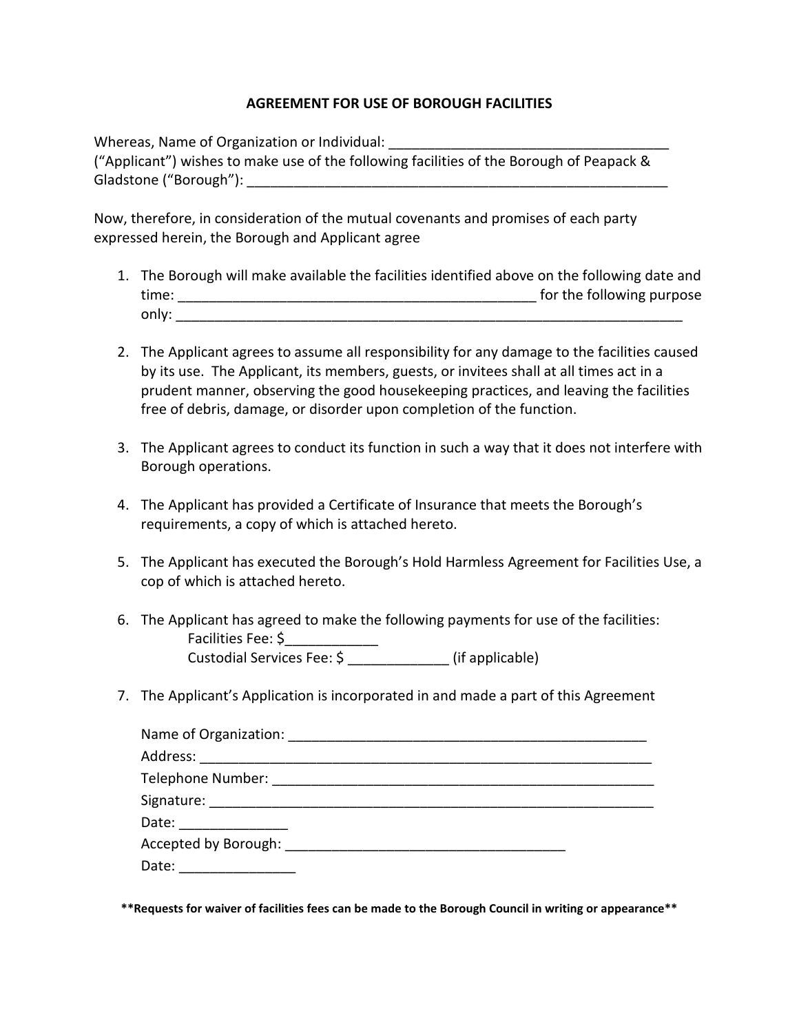# AGREEMENT FOR USE OF BOROUGH FACILITIES

Whereas, Name of Organization or Individual: ____________________________________ ("Applicant") wishes to make use of the following facilities of the Borough of Peapack & Gladstone ("Borough"): ________________________________________________________

Now, therefore, in consideration of the mutual covenants and promises of each party expressed herein, the Borough and Applicant agree

1. The Borough will make available the facilities identified above on the following date and time: _______________________________________________ for the following purpose only: ____________________________________________________________________

2. The Applicant agrees to assume all responsibility for any damage to the facilities caused by its use. The Applicant, its members, guests, or invitees shall at all times act in a prudent manner, observing the good housekeeping practices, and leaving the facilities free of debris, damage, or disorder upon completion of the function.

3. The Applicant agrees to conduct its function in such a way that it does not interfere with Borough operations.

4. The Applicant has provided a Certificate of Insurance that meets the Borough's requirements, a copy of which is attached hereto.

5. The Applicant has executed the Borough's Hold Harmless Agreement for Facilities Use, a cop of which is attached hereto.

6. The Applicant has agreed to make the following payments for use of the facilities:
   Facilities Fee: $____________
   Custodial Services Fee: $ _____________ (if applicable)

7. The Applicant's Application is incorporated in and made a part of this Agreement

   Name of Organization: _______________________________________________
   Address: ____________________________________________________________
   Telephone Number: ___________________________________________________
   Signature: ___________________________________________________________
   Date: ______________
   Accepted by Borough: ____________________________________
   Date: _______________

**\*\*Requests for waiver of facilities fees can be made to the Borough Council in writing or appearance\*\***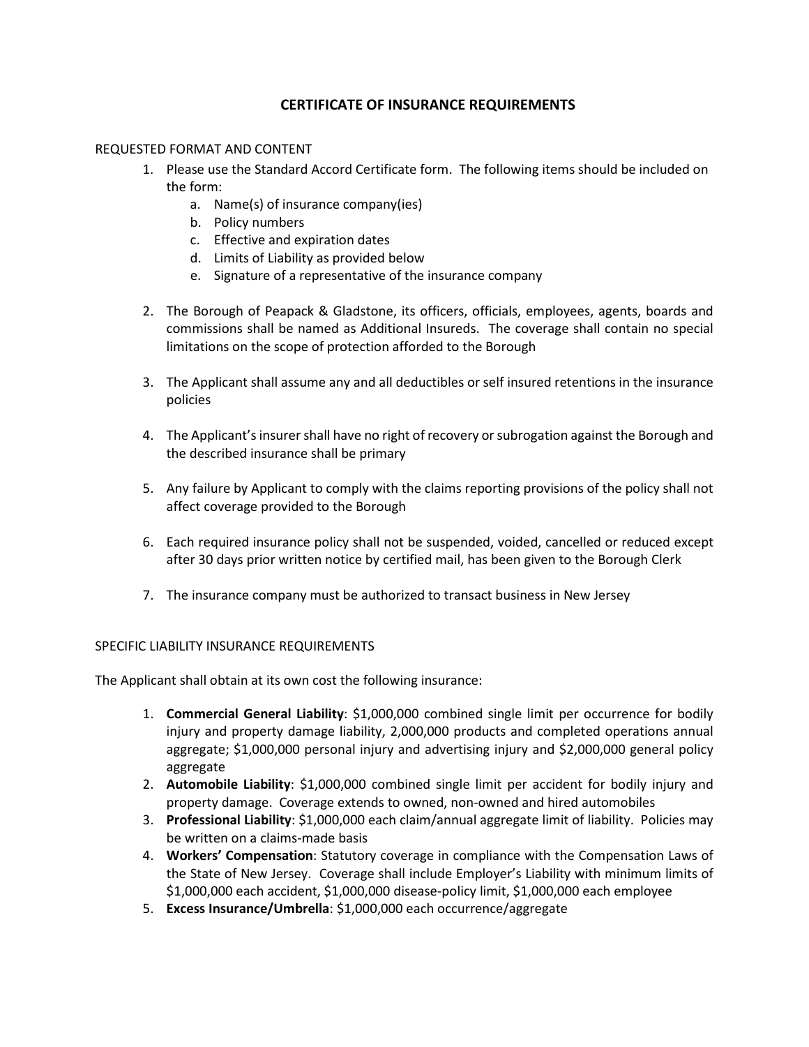# CERTIFICATE OF INSURANCE REQUIREMENTS

REQUESTED FORMAT AND CONTENT

1. Please use the Standard Accord Certificate form. The following items should be included on the form:
   a. Name(s) of insurance company(ies)
   b. Policy numbers
   c. Effective and expiration dates
   d. Limits of Liability as provided below
   e. Signature of a representative of the insurance company

2. The Borough of Peapack & Gladstone, its officers, officials, employees, agents, boards and commissions shall be named as Additional Insureds. The coverage shall contain no special limitations on the scope of protection afforded to the Borough

3. The Applicant shall assume any and all deductibles or self insured retentions in the insurance policies

4. The Applicant's insurer shall have no right of recovery or subrogation against the Borough and the described insurance shall be primary

5. Any failure by Applicant to comply with the claims reporting provisions of the policy shall not affect coverage provided to the Borough

6. Each required insurance policy shall not be suspended, voided, cancelled or reduced except after 30 days prior written notice by certified mail, has been given to the Borough Clerk

7. The insurance company must be authorized to transact business in New Jersey

SPECIFIC LIABILITY INSURANCE REQUIREMENTS

The Applicant shall obtain at its own cost the following insurance:

1. **Commercial General Liability**: $1,000,000 combined single limit per occurrence for bodily injury and property damage liability, 2,000,000 products and completed operations annual aggregate; $1,000,000 personal injury and advertising injury and $2,000,000 general policy aggregate
2. **Automobile Liability**: $1,000,000 combined single limit per accident for bodily injury and property damage. Coverage extends to owned, non-owned and hired automobiles
3. **Professional Liability**: $1,000,000 each claim/annual aggregate limit of liability. Policies may be written on a claims-made basis
4. **Workers' Compensation**: Statutory coverage in compliance with the Compensation Laws of the State of New Jersey. Coverage shall include Employer's Liability with minimum limits of $1,000,000 each accident, $1,000,000 disease-policy limit, $1,000,000 each employee
5. **Excess Insurance/Umbrella**: $1,000,000 each occurrence/aggregate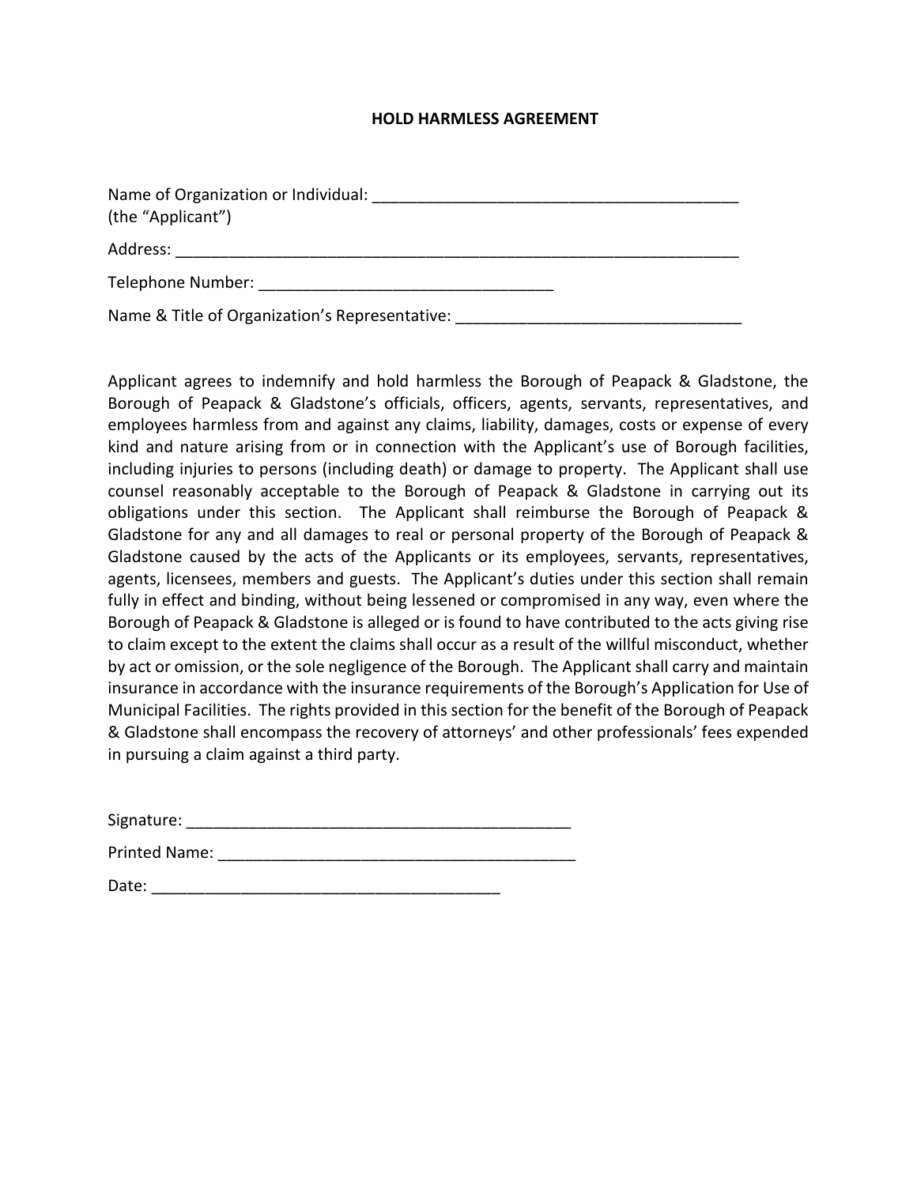# HOLD HARMLESS AGREEMENT

Name of Organization or Individual: ___________________________________________
(the "Applicant")

Address: ________________________________________________________________

Telephone Number: __________________________________

Name & Title of Organization's Representative: ________________________________

Applicant agrees to indemnify and hold harmless the Borough of Peapack & Gladstone, the Borough of Peapack & Gladstone's officials, officers, agents, servants, representatives, and employees harmless from and against any claims, liability, damages, costs or expense of every kind and nature arising from or in connection with the Applicant's use of Borough facilities, including injuries to persons (including death) or damage to property. The Applicant shall use counsel reasonably acceptable to the Borough of Peapack & Gladstone in carrying out its obligations under this section. The Applicant shall reimburse the Borough of Peapack & Gladstone for any and all damages to real or personal property of the Borough of Peapack & Gladstone caused by the acts of the Applicants or its employees, servants, representatives, agents, licensees, members and guests. The Applicant's duties under this section shall remain fully in effect and binding, without being lessened or compromised in any way, even where the Borough of Peapack & Gladstone is alleged or is found to have contributed to the acts giving rise to claim except to the extent the claims shall occur as a result of the willful misconduct, whether by act or omission, or the sole negligence of the Borough. The Applicant shall carry and maintain insurance in accordance with the insurance requirements of the Borough's Application for Use of Municipal Facilities. The rights provided in this section for the benefit of the Borough of Peapack & Gladstone shall encompass the recovery of attorneys' and other professionals' fees expended in pursuing a claim against a third party.

Signature: ____________________________________________

Printed Name: _________________________________________

Date: ________________________________________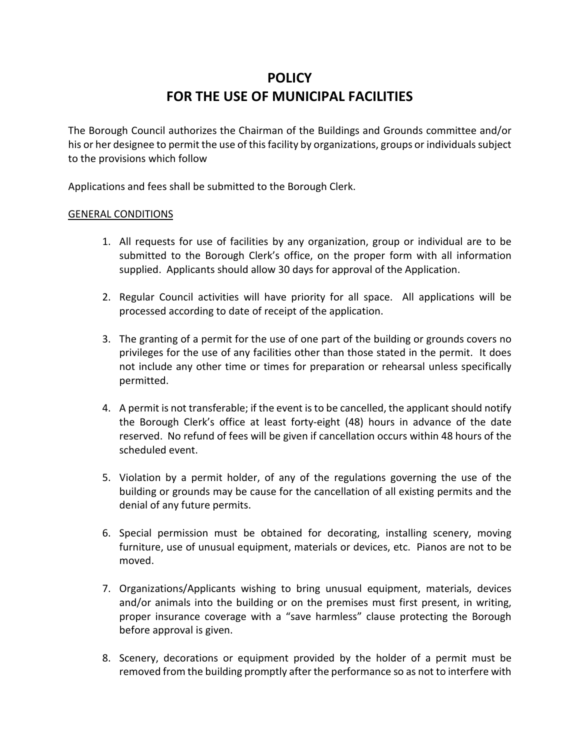# POLICY
# FOR THE USE OF MUNICIPAL FACILITIES

The Borough Council authorizes the Chairman of the Buildings and Grounds committee and/or his or her designee to permit the use of this facility by organizations, groups or individuals subject to the provisions which follow

Applications and fees shall be submitted to the Borough Clerk.

<u>GENERAL CONDITIONS</u>

1. All requests for use of facilities by any organization, group or individual are to be submitted to the Borough Clerk's office, on the proper form with all information supplied. Applicants should allow 30 days for approval of the Application.

2. Regular Council activities will have priority for all space. All applications will be processed according to date of receipt of the application.

3. The granting of a permit for the use of one part of the building or grounds covers no privileges for the use of any facilities other than those stated in the permit. It does not include any other time or times for preparation or rehearsal unless specifically permitted.

4. A permit is not transferable; if the event is to be cancelled, the applicant should notify the Borough Clerk's office at least forty-eight (48) hours in advance of the date reserved. No refund of fees will be given if cancellation occurs within 48 hours of the scheduled event.

5. Violation by a permit holder, of any of the regulations governing the use of the building or grounds may be cause for the cancellation of all existing permits and the denial of any future permits.

6. Special permission must be obtained for decorating, installing scenery, moving furniture, use of unusual equipment, materials or devices, etc. Pianos are not to be moved.

7. Organizations/Applicants wishing to bring unusual equipment, materials, devices and/or animals into the building or on the premises must first present, in writing, proper insurance coverage with a "save harmless" clause protecting the Borough before approval is given.

8. Scenery, decorations or equipment provided by the holder of a permit must be removed from the building promptly after the performance so as not to interfere with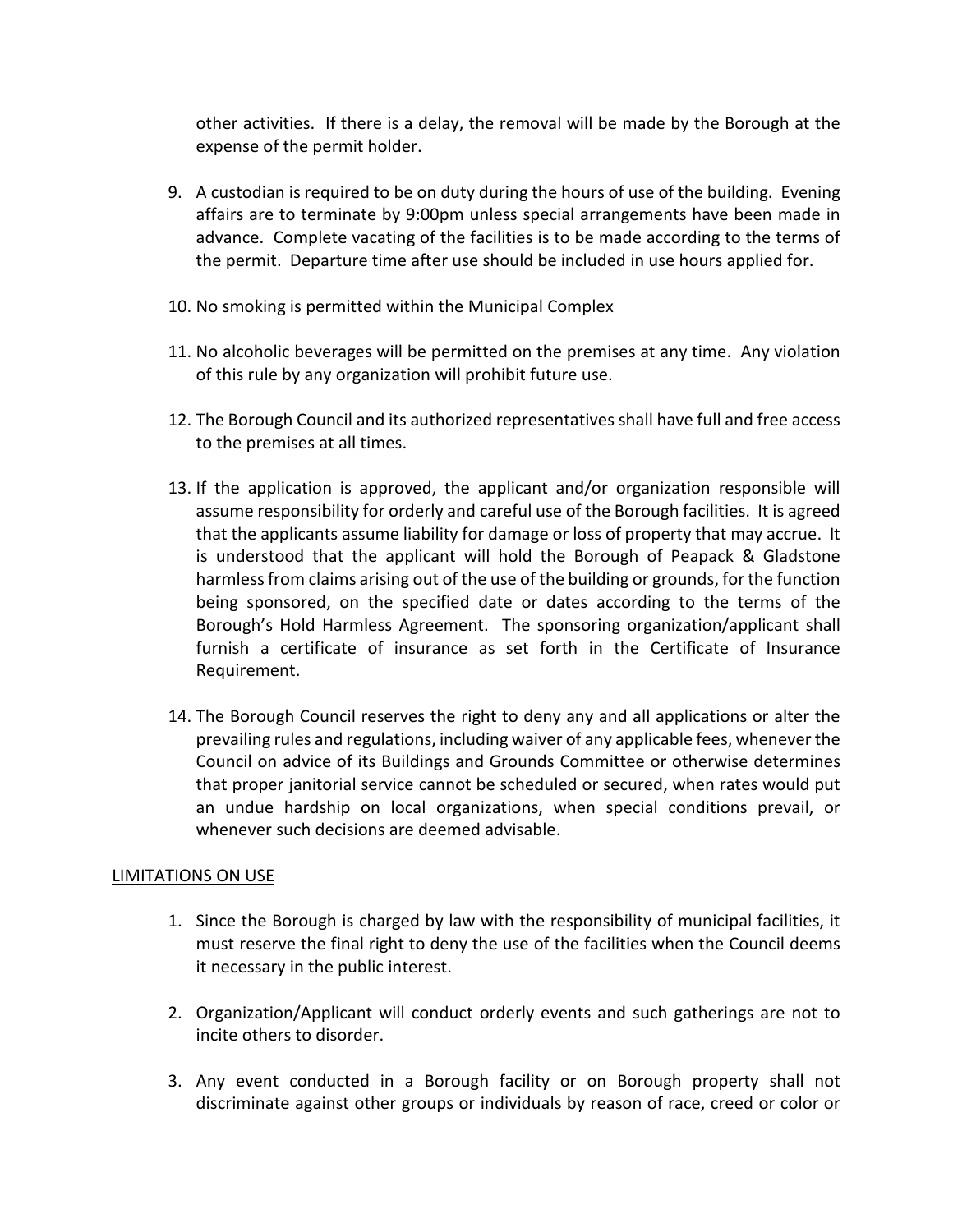other activities. If there is a delay, the removal will be made by the Borough at the expense of the permit holder.

9. A custodian is required to be on duty during the hours of use of the building. Evening affairs are to terminate by 9:00pm unless special arrangements have been made in advance. Complete vacating of the facilities is to be made according to the terms of the permit. Departure time after use should be included in use hours applied for.

10. No smoking is permitted within the Municipal Complex

11. No alcoholic beverages will be permitted on the premises at any time. Any violation of this rule by any organization will prohibit future use.

12. The Borough Council and its authorized representatives shall have full and free access to the premises at all times.

13. If the application is approved, the applicant and/or organization responsible will assume responsibility for orderly and careful use of the Borough facilities. It is agreed that the applicants assume liability for damage or loss of property that may accrue. It is understood that the applicant will hold the Borough of Peapack & Gladstone harmless from claims arising out of the use of the building or grounds, for the function being sponsored, on the specified date or dates according to the terms of the Borough's Hold Harmless Agreement. The sponsoring organization/applicant shall furnish a certificate of insurance as set forth in the Certificate of Insurance Requirement.

14. The Borough Council reserves the right to deny any and all applications or alter the prevailing rules and regulations, including waiver of any applicable fees, whenever the Council on advice of its Buildings and Grounds Committee or otherwise determines that proper janitorial service cannot be scheduled or secured, when rates would put an undue hardship on local organizations, when special conditions prevail, or whenever such decisions are deemed advisable.

LIMITATIONS ON USE

1. Since the Borough is charged by law with the responsibility of municipal facilities, it must reserve the final right to deny the use of the facilities when the Council deems it necessary in the public interest.

2. Organization/Applicant will conduct orderly events and such gatherings are not to incite others to disorder.

3. Any event conducted in a Borough facility or on Borough property shall not discriminate against other groups or individuals by reason of race, creed or color or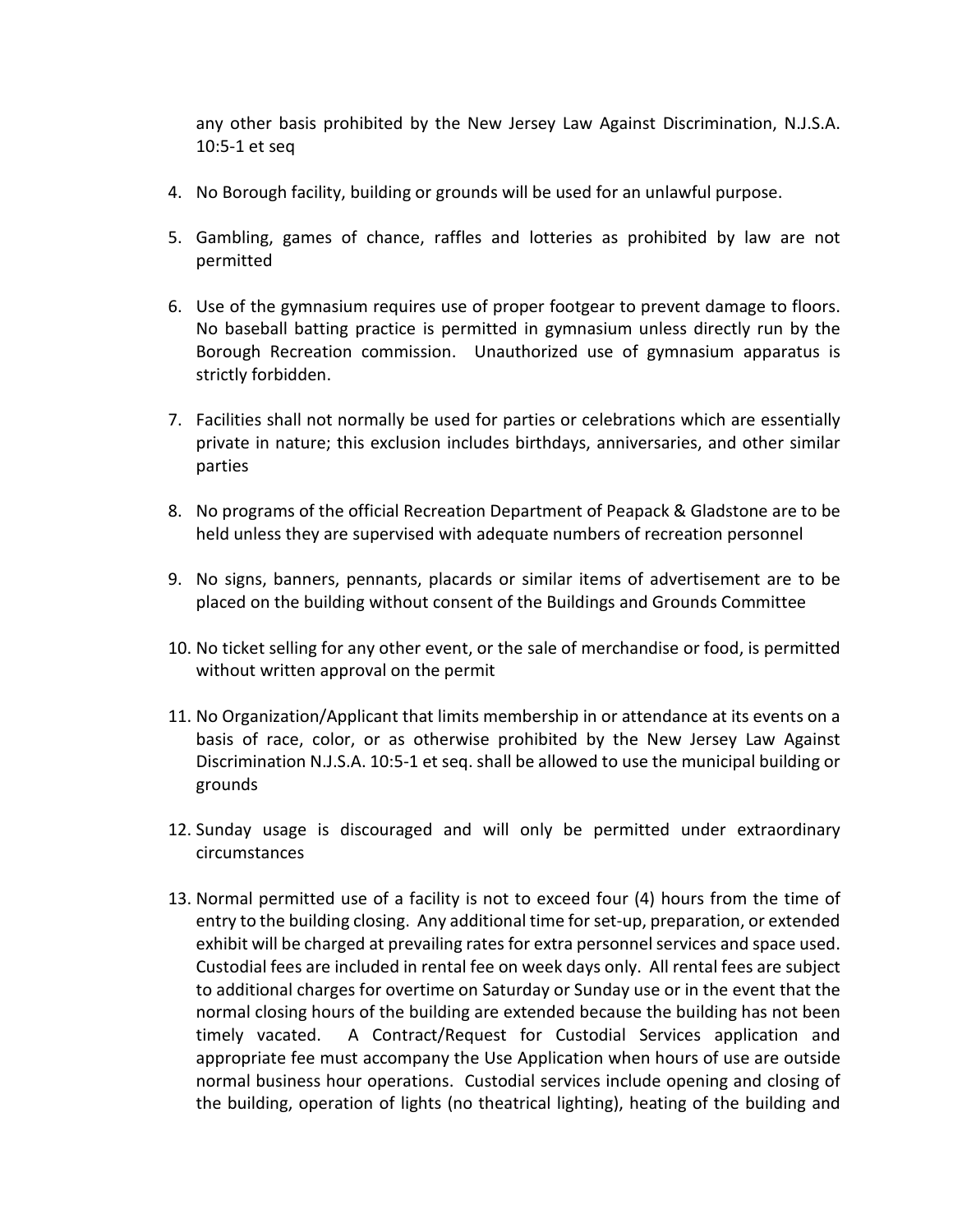any other basis prohibited by the New Jersey Law Against Discrimination, N.J.S.A. 10:5-1 et seq

4. No Borough facility, building or grounds will be used for an unlawful purpose.

5. Gambling, games of chance, raffles and lotteries as prohibited by law are not permitted

6. Use of the gymnasium requires use of proper footgear to prevent damage to floors. No baseball batting practice is permitted in gymnasium unless directly run by the Borough Recreation commission. Unauthorized use of gymnasium apparatus is strictly forbidden.

7. Facilities shall not normally be used for parties or celebrations which are essentially private in nature; this exclusion includes birthdays, anniversaries, and other similar parties

8. No programs of the official Recreation Department of Peapack & Gladstone are to be held unless they are supervised with adequate numbers of recreation personnel

9. No signs, banners, pennants, placards or similar items of advertisement are to be placed on the building without consent of the Buildings and Grounds Committee

10. No ticket selling for any other event, or the sale of merchandise or food, is permitted without written approval on the permit

11. No Organization/Applicant that limits membership in or attendance at its events on a basis of race, color, or as otherwise prohibited by the New Jersey Law Against Discrimination N.J.S.A. 10:5-1 et seq. shall be allowed to use the municipal building or grounds

12. Sunday usage is discouraged and will only be permitted under extraordinary circumstances

13. Normal permitted use of a facility is not to exceed four (4) hours from the time of entry to the building closing. Any additional time for set-up, preparation, or extended exhibit will be charged at prevailing rates for extra personnel services and space used. Custodial fees are included in rental fee on week days only. All rental fees are subject to additional charges for overtime on Saturday or Sunday use or in the event that the normal closing hours of the building are extended because the building has not been timely vacated. A Contract/Request for Custodial Services application and appropriate fee must accompany the Use Application when hours of use are outside normal business hour operations. Custodial services include opening and closing of the building, operation of lights (no theatrical lighting), heating of the building and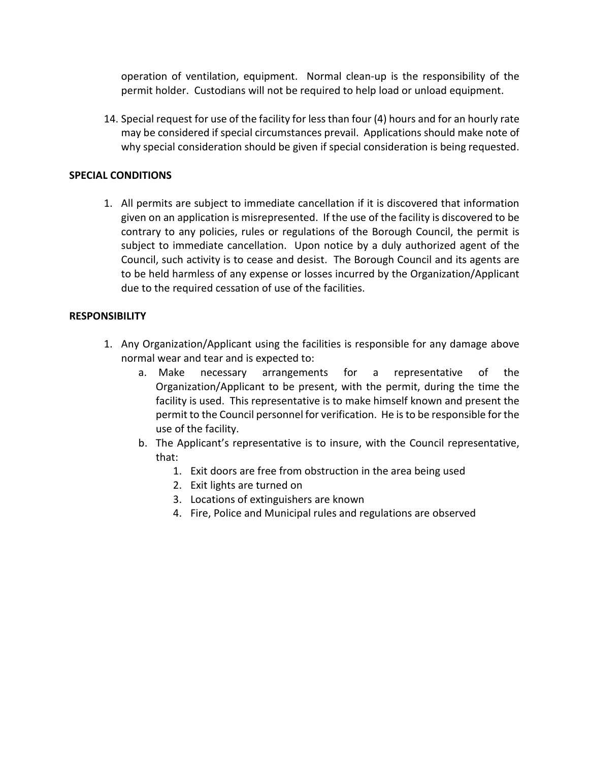operation of ventilation, equipment. Normal clean-up is the responsibility of the permit holder. Custodians will not be required to help load or unload equipment.

14. Special request for use of the facility for less than four (4) hours and for an hourly rate may be considered if special circumstances prevail. Applications should make note of why special consideration should be given if special consideration is being requested.

**SPECIAL CONDITIONS**

1. All permits are subject to immediate cancellation if it is discovered that information given on an application is misrepresented. If the use of the facility is discovered to be contrary to any policies, rules or regulations of the Borough Council, the permit is subject to immediate cancellation. Upon notice by a duly authorized agent of the Council, such activity is to cease and desist. The Borough Council and its agents are to be held harmless of any expense or losses incurred by the Organization/Applicant due to the required cessation of use of the facilities.

**RESPONSIBILITY**

1. Any Organization/Applicant using the facilities is responsible for any damage above normal wear and tear and is expected to:
   a. Make necessary arrangements for a representative of the Organization/Applicant to be present, with the permit, during the time the facility is used. This representative is to make himself known and present the permit to the Council personnel for verification. He is to be responsible for the use of the facility.
   b. The Applicant's representative is to insure, with the Council representative, that:
      1. Exit doors are free from obstruction in the area being used
      2. Exit lights are turned on
      3. Locations of extinguishers are known
      4. Fire, Police and Municipal rules and regulations are observed